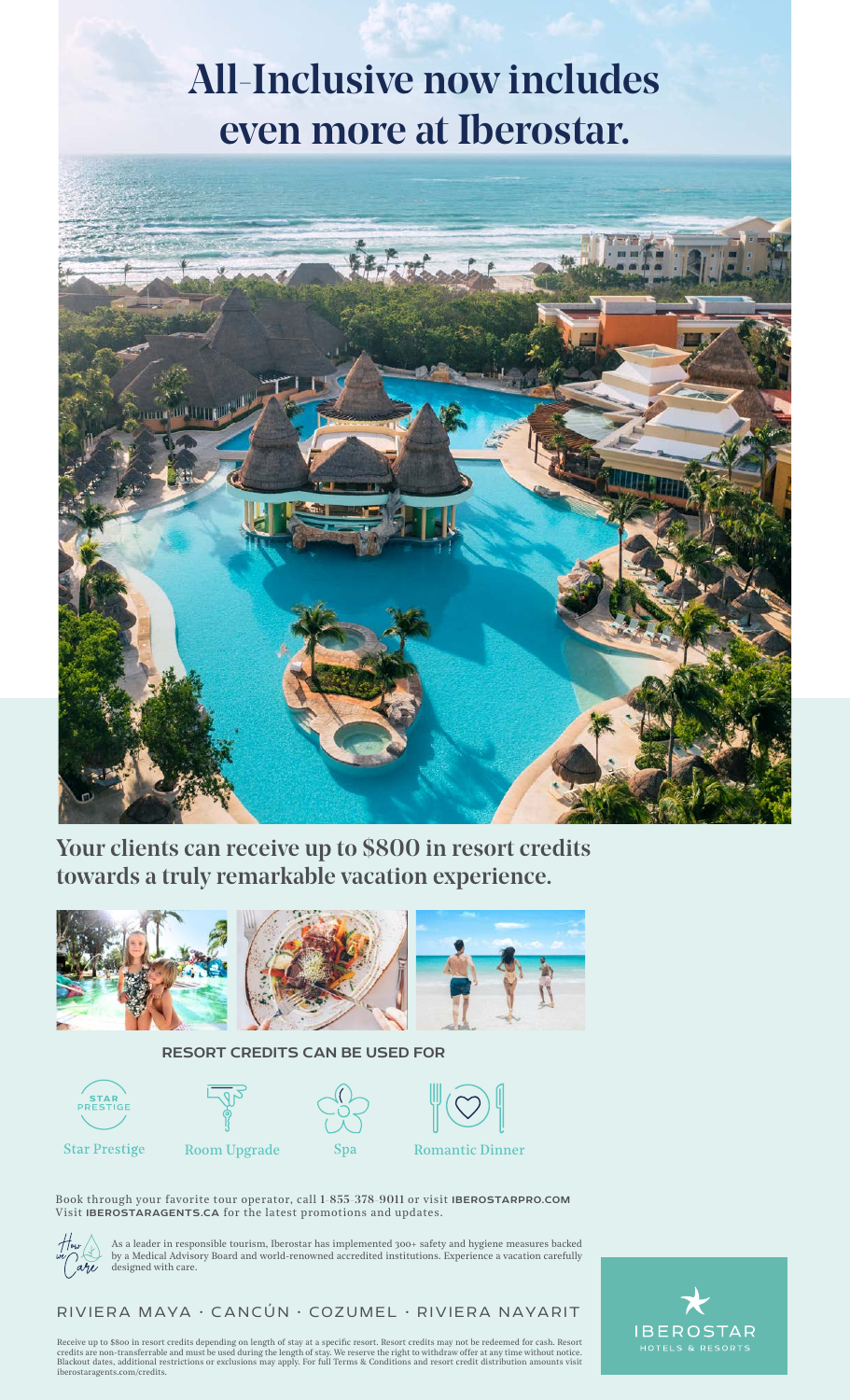# All-Inclusive now includes even more at Iberostar.

## Your clients can receive up to $800 in resort credits towards a truly remarkable vacation experience.

**RESORT CREDITS CAN BE USED FOR**

- Star Prestige
- Room Upgrade
- Spa
- Romantic Dinner

Book through your favorite tour operator, call 1-855-378-9011 or visit **IBEROSTARPRO.COM**
Visit **IBEROSTARAGENTS.CA** for the latest promotions and updates.

How we Care

As a leader in responsible tourism, Iberostar has implemented 300+ safety and hygiene measures backed by a Medical Advisory Board and world-renowned accredited institutions. Experience a vacation carefully designed with care.

RIVIERA MAYA · CANCÚN · COZUMEL · RIVIERA NAYARIT

Receive up to $800 in resort credits depending on length of stay at a specific resort. Resort credits may not be redeemed for cash. Resort credits are non-transferrable and must be used during the length of stay. We reserve the right to withdraw offer at any time without notice. Blackout dates, additional restrictions or exclusions may apply. For full Terms & Conditions and resort credit distribution amounts visit iberostaragents.com/credits.

IBEROSTAR HOTELS & RESORTS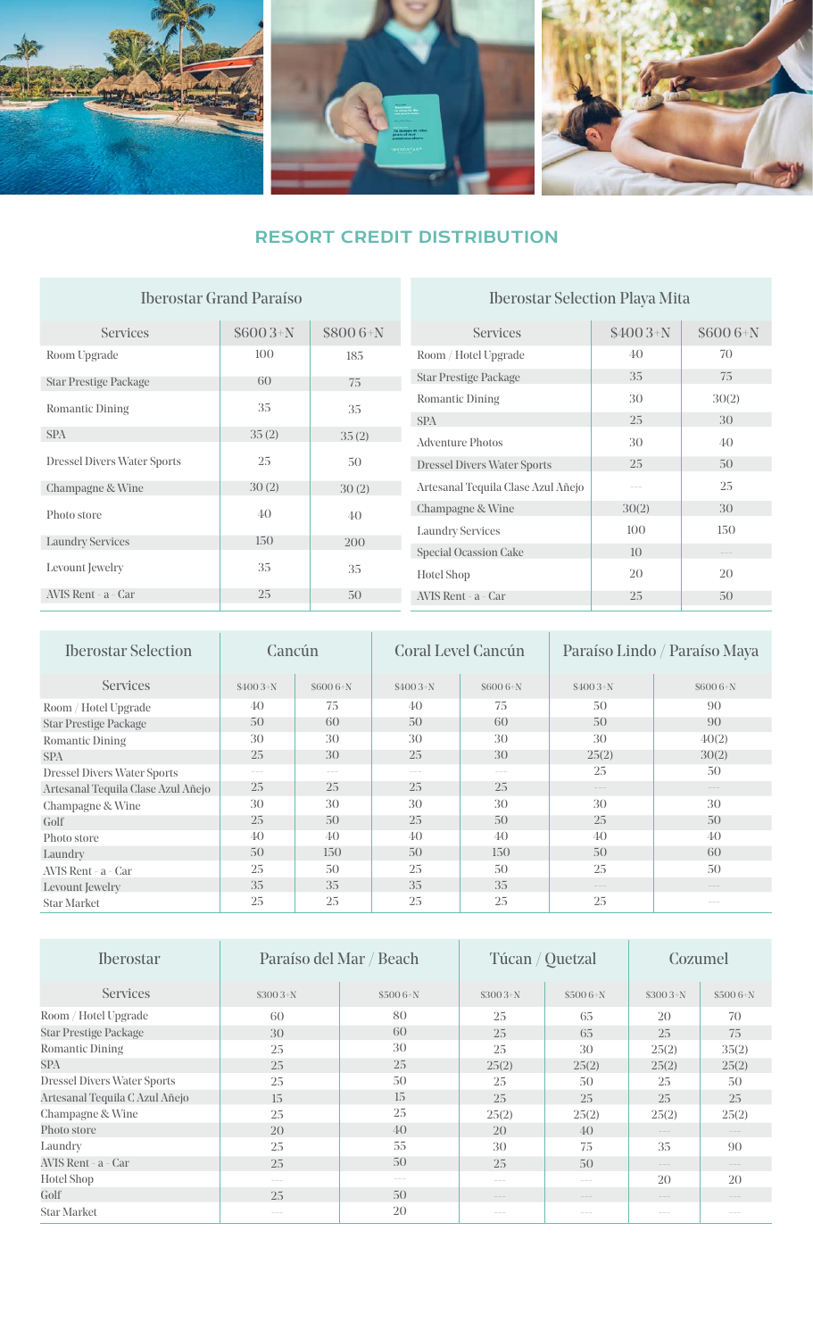## RESORT CREDIT DISTRIBUTION

| Iberostar Grand Paraíso | | |
|---|---|---|
| Services | $600 3+N | $800 6+N |
| Room Upgrade | 100 | 185 |
| Star Prestige Package | 60 | 75 |
| Romantic Dining | 35 | 35 |
| SPA | 35 (2) | 35 (2) |
| Dressel Divers Water Sports | 25 | 50 |
| Champagne & Wine | 30 (2) | 30 (2) |
| Photo store | 40 | 40 |
| Laundry Services | 150 | 200 |
| Levount Jewelry | 35 | 35 |
| AVIS Rent - a - Car | 25 | 50 |

| Iberostar Selection Playa Mita | | |
|---|---|---|
| Services | $400 3+N | $600 6+N |
| Room / Hotel Upgrade | 40 | 70 |
| Star Prestige Package | 35 | 75 |
| Romantic Dining | 30 | 30(2) |
| SPA | 25 | 30 |
| Adventure Photos | 30 | 40 |
| Dressel Divers Water Sports | 25 | 50 |
| Artesanal Tequila Clase Azul Añejo | --- | 25 |
| Champagne & Wine | 30(2) | 30 |
| Laundry Services | 100 | 150 |
| Special Ocassion Cake | 10 | --- |
| Hotel Shop | 20 | 20 |
| AVIS Rent - a - Car | 25 | 50 |

| Iberostar Selection | Cancún | | Coral Level Cancún | | Paraíso Lindo / Paraíso Maya | |
|---|---|---|---|---|---|---|
| Services | $400 3+N | $600 6+N | $400 3+N | $600 6+N | $400 3+N | $600 6+N |
| Room / Hotel Upgrade | 40 | 75 | 40 | 75 | 50 | 90 |
| Star Prestige Package | 50 | 60 | 50 | 60 | 50 | 90 |
| Romantic Dining | 30 | 30 | 30 | 30 | 30 | 40(2) |
| SPA | 25 | 30 | 25 | 30 | 25(2) | 30(2) |
| Dressel Divers Water Sports | --- | --- | --- | --- | 25 | 50 |
| Artesanal Tequila Clase Azul Añejo | 25 | 25 | 25 | 25 | --- | --- |
| Champagne & Wine | 30 | 30 | 30 | 30 | 30 | 30 |
| Golf | 25 | 50 | 25 | 50 | 25 | 50 |
| Photo store | 40 | 40 | 40 | 40 | 40 | 40 |
| Laundry | 50 | 150 | 50 | 150 | 50 | 60 |
| AVIS Rent - a - Car | 25 | 50 | 25 | 50 | 25 | 50 |
| Levount Jewelry | 35 | 35 | 35 | 35 | --- | --- |
| Star Market | 25 | 25 | 25 | 25 | 25 | --- |

| Iberostar | Paraíso del Mar / Beach | | Túcan / Quetzal | | Cozumel | |
|---|---|---|---|---|---|---|
| Services | $300 3+N | $500 6+N | $300 3+N | $500 6+N | $300 3+N | $500 6+N |
| Room / Hotel Upgrade | 60 | 80 | 25 | 65 | 20 | 70 |
| Star Prestige Package | 30 | 60 | 25 | 65 | 25 | 75 |
| Romantic Dining | 25 | 30 | 25 | 30 | 25(2) | 35(2) |
| SPA | 25 | 25 | 25(2) | 25(2) | 25(2) | 25(2) |
| Dressel Divers Water Sports | 25 | 50 | 25 | 50 | 25 | 50 |
| Artesanal Tequila C Azul Añejo | 15 | 15 | 25 | 25 | 25 | 25 |
| Champagne & Wine | 25 | 25 | 25(2) | 25(2) | 25(2) | 25(2) |
| Photo store | 20 | 40 | 20 | 40 | --- | --- |
| Laundry | 25 | 55 | 30 | 75 | 35 | 90 |
| AVIS Rent - a - Car | 25 | 50 | 25 | 50 | --- | --- |
| Hotel Shop | --- | --- | --- | --- | 20 | 20 |
| Golf | 25 | 50 | --- | --- | --- | --- |
| Star Market | --- | 20 | --- | --- | --- | --- |